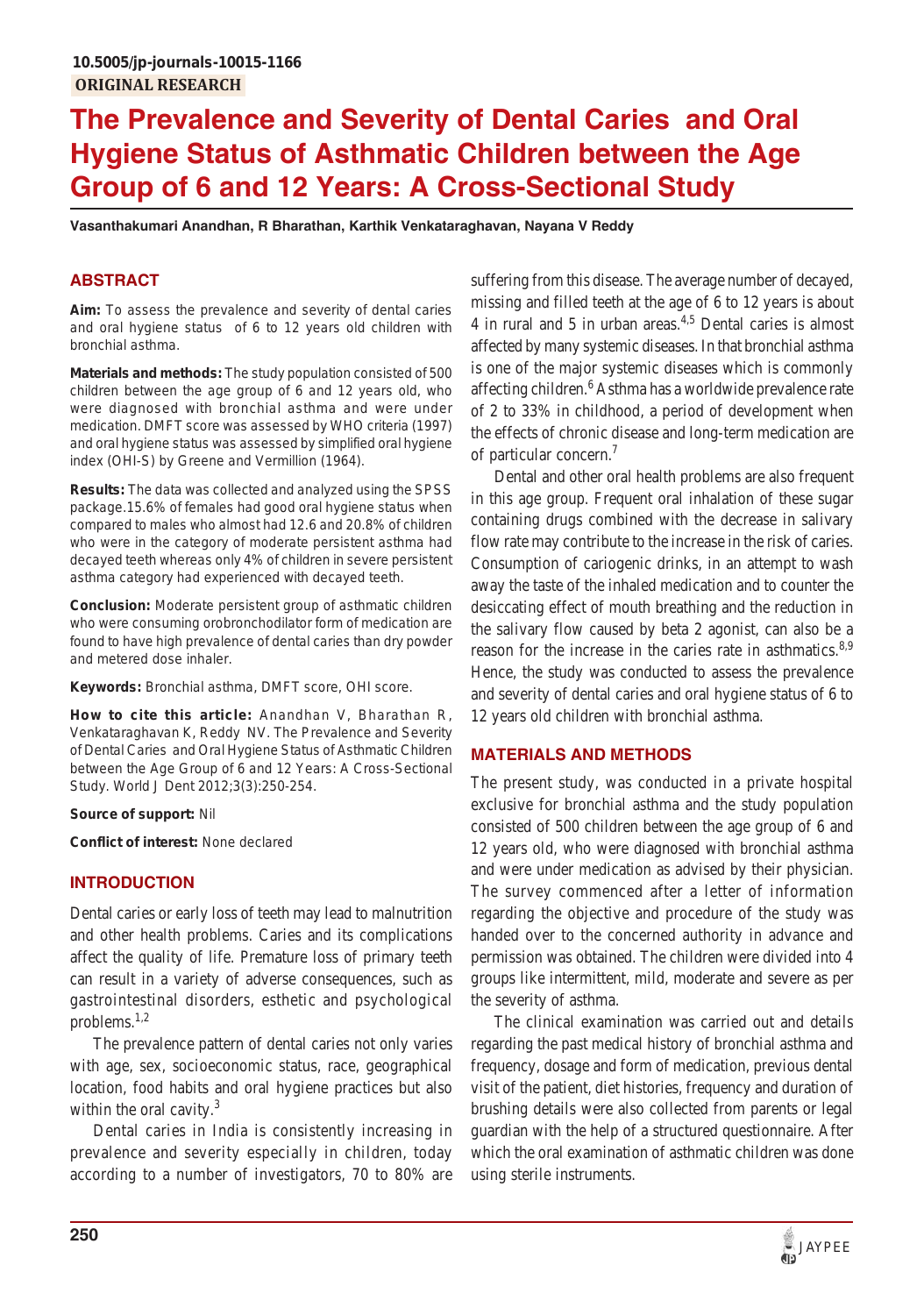10.5005/jp-journals-10015-1166

**ORIGINAL RESEARCH**

# The Prevalence and Severity of Dental Caries and Oral Hygiene Status of Asthmatic Children between the Age Group of 6 and 12 Years: A Cross-Sectional Study

**Vasanthakumari Anandhan, R Bharathan, Karthik Venkataraghavan, Nayana V Reddy**

## ABSTRACT

**Aim:** To assess the prevalence and severity of dental caries and oral hygiene status of 6 to 12 years old children with bronchial asthma.

**Materials and methods:** The study population consisted of 500 children between the age group of 6 and 12 years old, who were diagnosed with bronchial asthma and were under medication. DMFT score was assessed by WHO criteria (1997) and oral hygiene status was assessed by simplified oral hygiene index (OHI-S) by Greene and Vermillion (1964).

**Results:** The data was collected and analyzed using the SPSS package.15.6% of females had good oral hygiene status when compared to males who almost had 12.6 and 20.8% of children who were in the category of moderate persistent asthma had decayed teeth whereas only 4% of children in severe persistent asthma category had experienced with decayed teeth.

**Conclusion:** Moderate persistent group of asthmatic children who were consuming orobronchodilator form of medication are found to have high prevalence of dental caries than dry powder and metered dose inhaler.

**Keywords:** Bronchial asthma, DMFT score, OHI score.

**How to cite this article:** Anandhan V, Bharathan R, Venkataraghavan K, Reddy NV. The Prevalence and Severity of Dental Caries and Oral Hygiene Status of Asthmatic Children between the Age Group of 6 and 12 Years: A Cross-Sectional Study. World J Dent 2012;3(3):250-254.

**Source of support:** Nil

**Conflict of interest:** None declared

## INTRODUCTION

Dental caries or early loss of teeth may lead to malnutrition and other health problems. Caries and its complications affect the quality of life. Premature loss of primary teeth can result in a variety of adverse consequences, such as gastrointestinal disorders, esthetic and psychological problems.[1,2]

The prevalence pattern of dental caries not only varies with age, sex, socioeconomic status, race, geographical location, food habits and oral hygiene practices but also within the oral cavity.[3]

Dental caries in India is consistently increasing in prevalence and severity especially in children, today according to a number of investigators, 70 to 80% are suffering from this disease. The average number of decayed, missing and filled teeth at the age of 6 to 12 years is about 4 in rural and 5 in urban areas.[4,5] Dental caries is almost affected by many systemic diseases. In that bronchial asthma is one of the major systemic diseases which is commonly affecting children.[6] Asthma has a worldwide prevalence rate of 2 to 33% in childhood, a period of development when the effects of chronic disease and long-term medication are of particular concern.[7]

Dental and other oral health problems are also frequent in this age group. Frequent oral inhalation of these sugar containing drugs combined with the decrease in salivary flow rate may contribute to the increase in the risk of caries. Consumption of cariogenic drinks, in an attempt to wash away the taste of the inhaled medication and to counter the desiccating effect of mouth breathing and the reduction in the salivary flow caused by beta 2 agonist, can also be a reason for the increase in the caries rate in asthmatics.[8,9] Hence, the study was conducted to assess the prevalence and severity of dental caries and oral hygiene status of 6 to 12 years old children with bronchial asthma.

## MATERIALS AND METHODS

The present study, was conducted in a private hospital exclusive for bronchial asthma and the study population consisted of 500 children between the age group of 6 and 12 years old, who were diagnosed with bronchial asthma and were under medication as advised by their physician. The survey commenced after a letter of information regarding the objective and procedure of the study was handed over to the concerned authority in advance and permission was obtained. The children were divided into 4 groups like intermittent, mild, moderate and severe as per the severity of asthma.

The clinical examination was carried out and details regarding the past medical history of bronchial asthma and frequency, dosage and form of medication, previous dental visit of the patient, diet histories, frequency and duration of brushing details were also collected from parents or legal guardian with the help of a structured questionnaire. After which the oral examination of asthmatic children was done using sterile instruments.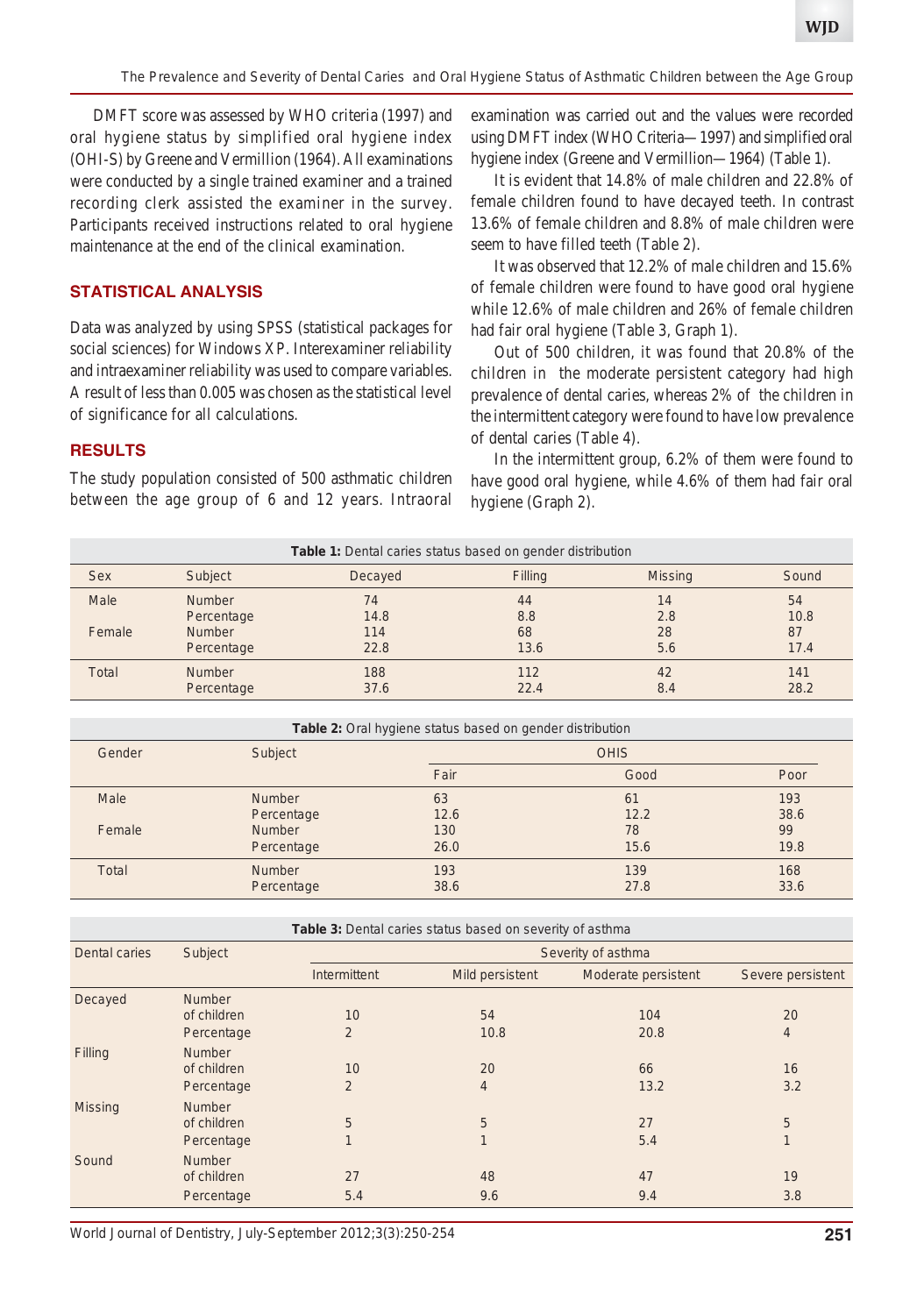DMFT score was assessed by WHO criteria (1997) and oral hygiene status by simplified oral hygiene index (OHI-S) by Greene and Vermillion (1964). All examinations were conducted by a single trained examiner and a trained recording clerk assisted the examiner in the survey. Participants received instructions related to oral hygiene maintenance at the end of the clinical examination.

## STATISTICAL ANALYSIS

Data was analyzed by using SPSS (statistical packages for social sciences) for Windows XP. Interexaminer reliability and intraexaminer reliability was used to compare variables. A result of less than 0.005 was chosen as the statistical level of significance for all calculations.

## RESULTS

The study population consisted of 500 asthmatic children between the age group of 6 and 12 years. Intraoral examination was carried out and the values were recorded using DMFT index (WHO Criteria—1997) and simplified oral hygiene index (Greene and Vermillion—1964) (Table 1).

It is evident that 14.8% of male children and 22.8% of female children found to have decayed teeth. In contrast 13.6% of female children and 8.8% of male children were seem to have filled teeth (Table 2).

It was observed that 12.2% of male children and 15.6% of female children were found to have good oral hygiene while 12.6% of male children and 26% of female children had fair oral hygiene (Table 3, Graph 1).

Out of 500 children, it was found that 20.8% of the children in the moderate persistent category had high prevalence of dental caries, whereas 2% of the children in the intermittent category were found to have low prevalence of dental caries (Table 4).

In the intermittent group, 6.2% of them were found to have good oral hygiene, while 4.6% of them had fair oral hygiene (Graph 2).

**Table 1:** Dental caries status based on gender distribution

| Sex | Subject | Decayed | Filling | Missing | Sound |
|---|---|---|---|---|---|
| Male | Number | 74 | 44 | 14 | 54 |
| | Percentage | 14.8 | 8.8 | 2.8 | 10.8 |
| Female | Number | 114 | 68 | 28 | 87 |
| | Percentage | 22.8 | 13.6 | 5.6 | 17.4 |
| Total | Number | 188 | 112 | 42 | 141 |
| | Percentage | 37.6 | 22.4 | 8.4 | 28.2 |

**Table 2:** Oral hygiene status based on gender distribution

| Gender | Subject | OHIS | | |
|---|---|---|---|---|
| | | Fair | Good | Poor |
| Male | Number | 63 | 61 | 193 |
| | Percentage | 12.6 | 12.2 | 38.6 |
| Female | Number | 130 | 78 | 99 |
| | Percentage | 26.0 | 15.6 | 19.8 |
| Total | Number | 193 | 139 | 168 |
| | Percentage | 38.6 | 27.8 | 33.6 |

**Table 3:** Dental caries status based on severity of asthma

| Dental caries | Subject | Severity of asthma | | | |
|---|---|---|---|---|---|
| | | Intermittent | Mild persistent | Moderate persistent | Severe persistent |
| Decayed | Number of children | 10 | 54 | 104 | 20 |
| | Percentage | 2 | 10.8 | 20.8 | 4 |
| Filling | Number of children | 10 | 20 | 66 | 16 |
| | Percentage | 2 | 4 | 13.2 | 3.2 |
| Missing | Number of children | 5 | 5 | 27 | 5 |
| | Percentage | 1 | 1 | 5.4 | 1 |
| Sound | Number of children | 27 | 48 | 47 | 19 |
| | Percentage | 5.4 | 9.6 | 9.4 | 3.8 |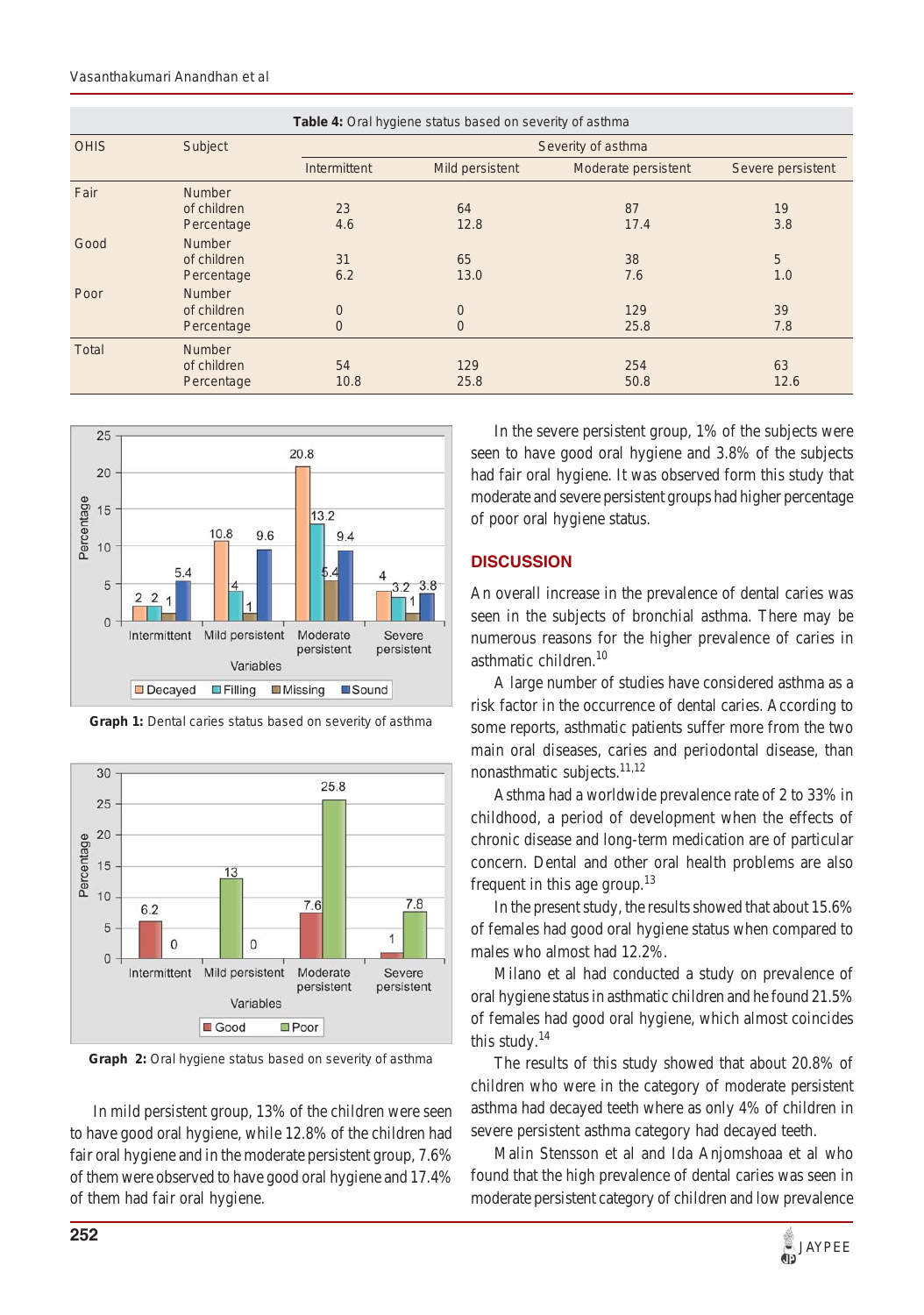**Table 4:** Oral hygiene status based on severity of asthma

| OHIS | Subject | Severity of asthma | | | |
|---|---|---|---|---|---|
| | | Intermittent | Mild persistent | Moderate persistent | Severe persistent |
| Fair | Number of children | 23 | 64 | 87 | 19 |
| | Percentage | 4.6 | 12.8 | 17.4 | 3.8 |
| Good | Number of children | 31 | 65 | 38 | 5 |
| | Percentage | 6.2 | 13.0 | 7.6 | 1.0 |
| Poor | Number of children | 0 | 0 | 129 | 39 |
| | Percentage | 0 | 0 | 25.8 | 7.8 |
| Total | Number of children | 54 | 129 | 254 | 63 |
| | Percentage | 10.8 | 25.8 | 50.8 | 12.6 |

**Graph 1:** Dental caries status based on severity of asthma

**Graph 2:** Oral hygiene status based on severity of asthma

In mild persistent group, 13% of the children were seen to have good oral hygiene, while 12.8% of the children had fair oral hygiene and in the moderate persistent group, 7.6% of them were observed to have good oral hygiene and 17.4% of them had fair oral hygiene.

In the severe persistent group, 1% of the subjects were seen to have good oral hygiene and 3.8% of the subjects had fair oral hygiene. It was observed form this study that moderate and severe persistent groups had higher percentage of poor oral hygiene status.

## DISCUSSION

An overall increase in the prevalence of dental caries was seen in the subjects of bronchial asthma. There may be numerous reasons for the higher prevalence of caries in asthmatic children.[10]

A large number of studies have considered asthma as a risk factor in the occurrence of dental caries. According to some reports, asthmatic patients suffer more from the two main oral diseases, caries and periodontal disease, than nonasthmatic subjects.[11,12]

Asthma had a worldwide prevalence rate of 2 to 33% in childhood, a period of development when the effects of chronic disease and long-term medication are of particular concern. Dental and other oral health problems are also frequent in this age group.[13]

In the present study, the results showed that about 15.6% of females had good oral hygiene status when compared to males who almost had 12.2%.

Milano et al had conducted a study on prevalence of oral hygiene status in asthmatic children and he found 21.5% of females had good oral hygiene, which almost coincides this study.[14]

The results of this study showed that about 20.8% of children who were in the category of moderate persistent asthma had decayed teeth where as only 4% of children in severe persistent asthma category had decayed teeth.

Malin Stensson et al and Ida Anjomshoaa et al who found that the high prevalence of dental caries was seen in moderate persistent category of children and low prevalence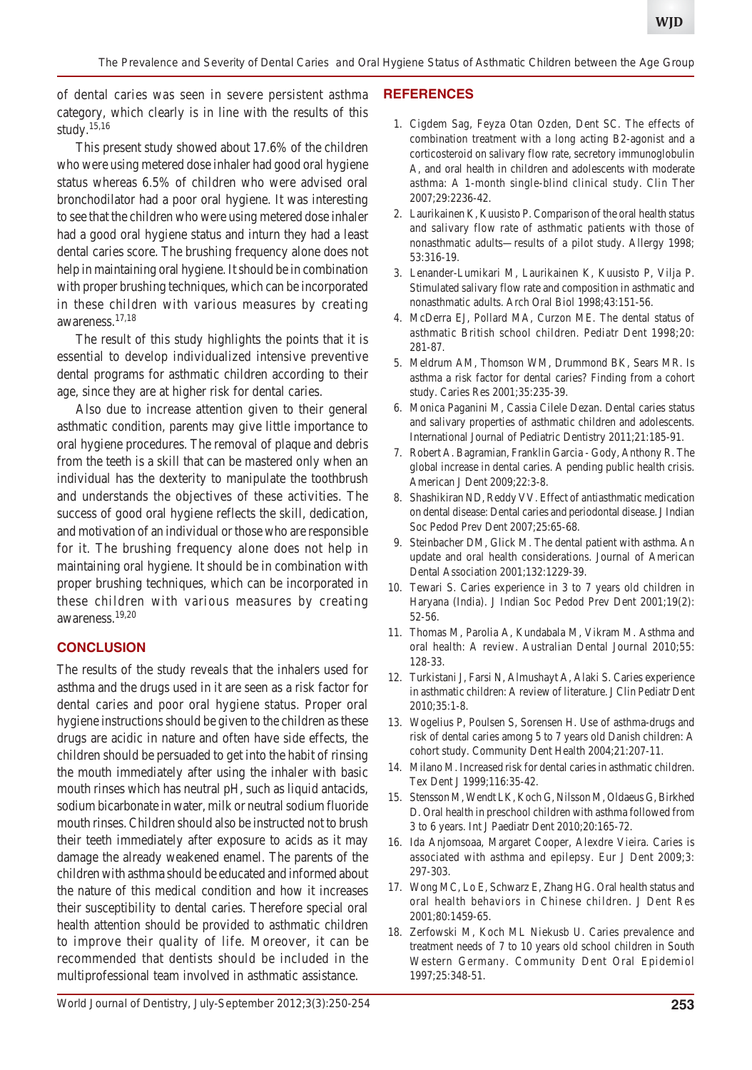of dental caries was seen in severe persistent asthma category, which clearly is in line with the results of this study.[15,16]

This present study showed about 17.6% of the children who were using metered dose inhaler had good oral hygiene status whereas 6.5% of children who were advised oral bronchodilator had a poor oral hygiene. It was interesting to see that the children who were using metered dose inhaler had a good oral hygiene status and inturn they had a least dental caries score. The brushing frequency alone does not help in maintaining oral hygiene. It should be in combination with proper brushing techniques, which can be incorporated in these children with various measures by creating awareness.[17,18]

The result of this study highlights the points that it is essential to develop individualized intensive preventive dental programs for asthmatic children according to their age, since they are at higher risk for dental caries.

Also due to increase attention given to their general asthmatic condition, parents may give little importance to oral hygiene procedures. The removal of plaque and debris from the teeth is a skill that can be mastered only when an individual has the dexterity to manipulate the toothbrush and understands the objectives of these activities. The success of good oral hygiene reflects the skill, dedication, and motivation of an individual or those who are responsible for it. The brushing frequency alone does not help in maintaining oral hygiene. It should be in combination with proper brushing techniques, which can be incorporated in these children with various measures by creating awareness.[19,20]

## CONCLUSION

The results of the study reveals that the inhalers used for asthma and the drugs used in it are seen as a risk factor for dental caries and poor oral hygiene status. Proper oral hygiene instructions should be given to the children as these drugs are acidic in nature and often have side effects, the children should be persuaded to get into the habit of rinsing the mouth immediately after using the inhaler with basic mouth rinses which has neutral pH, such as liquid antacids, sodium bicarbonate in water, milk or neutral sodium fluoride mouth rinses. Children should also be instructed not to brush their teeth immediately after exposure to acids as it may damage the already weakened enamel. The parents of the children with asthma should be educated and informed about the nature of this medical condition and how it increases their susceptibility to dental caries. Therefore special oral health attention should be provided to asthmatic children to improve their quality of life. Moreover, it can be recommended that dentists should be included in the multiprofessional team involved in asthmatic assistance.

## REFERENCES

1. Cigdem Sag, Feyza Otan Ozden, Dent SC. The effects of combination treatment with a long acting B2-agonist and a corticosteroid on salivary flow rate, secretory immunoglobulin A, and oral health in children and adolescents with moderate asthma: A 1-month single-blind clinical study. Clin Ther 2007;29:2236-42.
2. Laurikainen K, Kuusisto P. Comparison of the oral health status and salivary flow rate of asthmatic patients with those of nonasthmatic adults—results of a pilot study. Allergy 1998; 53:316-19.
3. Lenander-Lumikari M, Laurikainen K, Kuusisto P, Vilja P. Stimulated salivary flow rate and composition in asthmatic and nonasthmatic adults. Arch Oral Biol 1998;43:151-56.
4. McDerra EJ, Pollard MA, Curzon ME. The dental status of asthmatic British school children. Pediatr Dent 1998;20: 281-87.
5. Meldrum AM, Thomson WM, Drummond BK, Sears MR. Is asthma a risk factor for dental caries? Finding from a cohort study. Caries Res 2001;35:235-39.
6. Monica Paganini M, Cassia Cilele Dezan. Dental caries status and salivary properties of asthmatic children and adolescents. International Journal of Pediatric Dentistry 2011;21:185-91.
7. Robert A. Bagramian, Franklin Garcia - Gody, Anthony R. The global increase in dental caries. A pending public health crisis. American J Dent 2009;22:3-8.
8. Shashikiran ND, Reddy VV. Effect of antiasthmatic medication on dental disease: Dental caries and periodontal disease. J Indian Soc Pedod Prev Dent 2007;25:65-68.
9. Steinbacher DM, Glick M. The dental patient with asthma. An update and oral health considerations. Journal of American Dental Association 2001;132:1229-39.
10. Tewari S. Caries experience in 3 to 7 years old children in Haryana (India). J Indian Soc Pedod Prev Dent 2001;19(2): 52-56.
11. Thomas M, Parolia A, Kundabala M, Vikram M. Asthma and oral health: A review. Australian Dental Journal 2010;55: 128-33.
12. Turkistani J, Farsi N, Almushayt A, Alaki S. Caries experience in asthmatic children: A review of literature. J Clin Pediatr Dent 2010;35:1-8.
13. Wogelius P, Poulsen S, Sorensen H. Use of asthma-drugs and risk of dental caries among 5 to 7 years old Danish children: A cohort study. Community Dent Health 2004;21:207-11.
14. Milano M. Increased risk for dental caries in asthmatic children. Tex Dent J 1999;116:35-42.
15. Stensson M, Wendt LK, Koch G, Nilsson M, Oldaeus G, Birkhed D. Oral health in preschool children with asthma followed from 3 to 6 years. Int J Paediatr Dent 2010;20:165-72.
16. Ida Anjomsoaa, Margaret Cooper, Alexdre Vieira. Caries is associated with asthma and epilepsy. Eur J Dent 2009;3: 297-303.
17. Wong MC, Lo E, Schwarz E, Zhang HG. Oral health status and oral health behaviors in Chinese children. J Dent Res 2001;80:1459-65.
18. Zerfowski M, Koch ML Niekusb U. Caries prevalence and treatment needs of 7 to 10 years old school children in South Western Germany. Community Dent Oral Epidemiol 1997;25:348-51.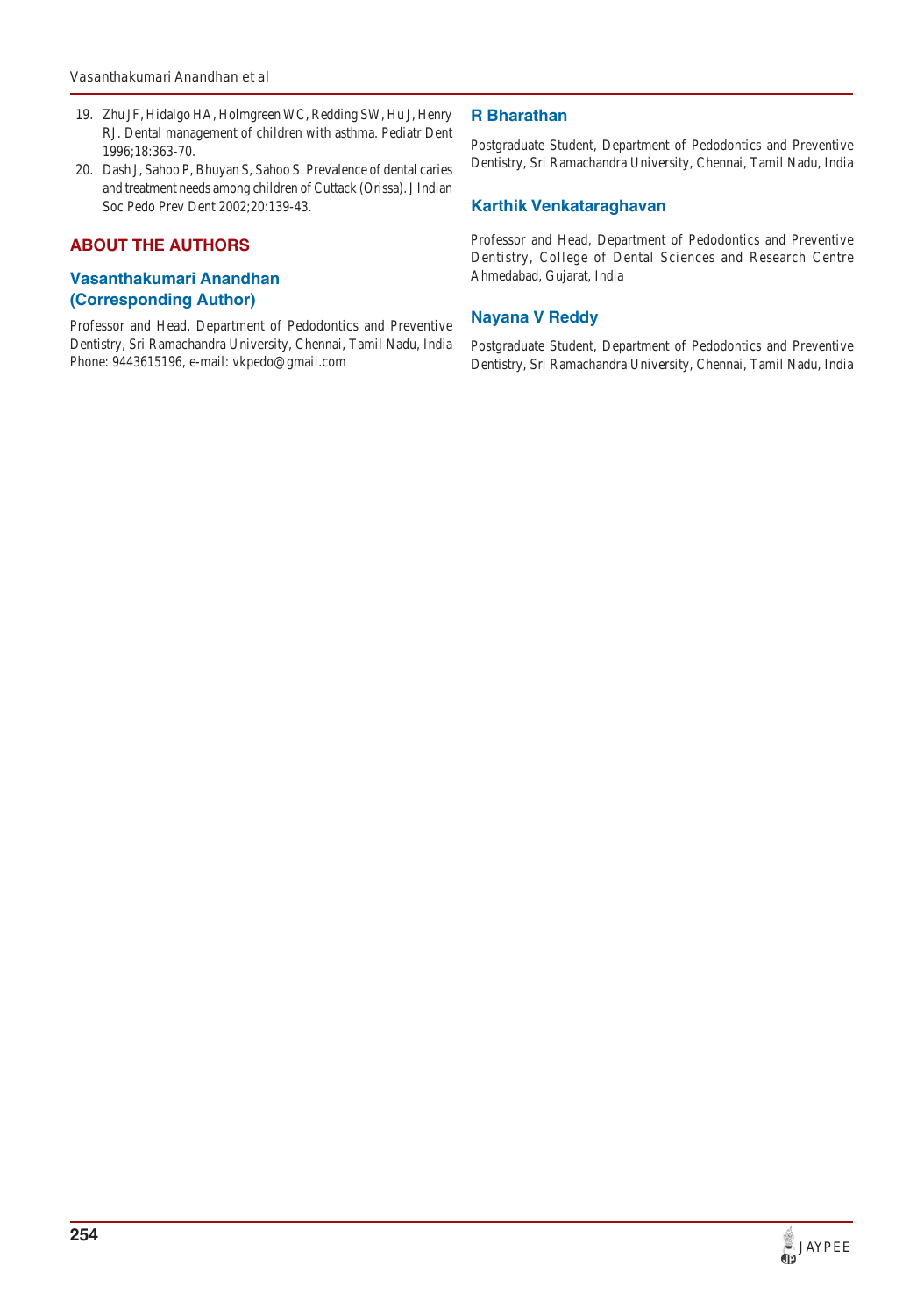19. Zhu JF, Hidalgo HA, Holmgreen WC, Redding SW, Hu J, Henry RJ. Dental management of children with asthma. Pediatr Dent 1996;18:363-70.
20. Dash J, Sahoo P, Bhuyan S, Sahoo S. Prevalence of dental caries and treatment needs among children of Cuttack (Orissa). J Indian Soc Pedo Prev Dent 2002;20:139-43.

## ABOUT THE AUTHORS

### Vasanthakumari Anandhan (Corresponding Author)

Professor and Head, Department of Pedodontics and Preventive Dentistry, Sri Ramachandra University, Chennai, Tamil Nadu, India
Phone: 9443615196, e-mail: vkpedo@gmail.com

### R Bharathan

Postgraduate Student, Department of Pedodontics and Preventive Dentistry, Sri Ramachandra University, Chennai, Tamil Nadu, India

### Karthik Venkataraghavan

Professor and Head, Department of Pedodontics and Preventive Dentistry, College of Dental Sciences and Research Centre Ahmedabad, Gujarat, India

### Nayana V Reddy

Postgraduate Student, Department of Pedodontics and Preventive Dentistry, Sri Ramachandra University, Chennai, Tamil Nadu, India